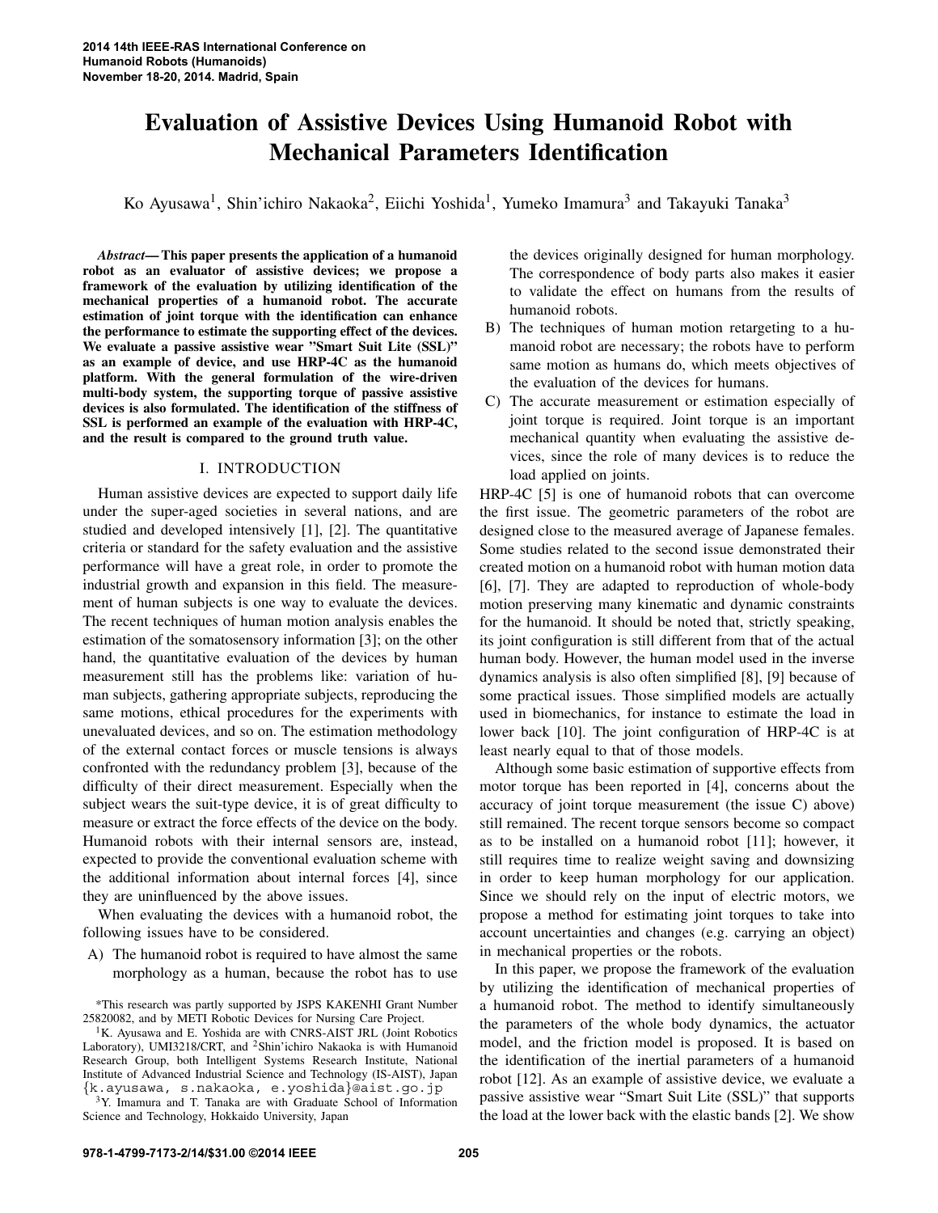# Evaluation of Assistive Devices Using Humanoid Robot with Mechanical Parameters Identification

Ko Ayusawa[1], Shin'ichiro Nakaoka[2], Eiichi Yoshida[1], Yumeko Imamura[3] and Takayuki Tanaka[3]

***Abstract*— This paper presents the application of a humanoid robot as an evaluator of assistive devices; we propose a framework of the evaluation by utilizing identification of the mechanical properties of a humanoid robot. The accurate estimation of joint torque with the identification can enhance the performance to estimate the supporting effect of the devices. We evaluate a passive assistive wear "Smart Suit Lite (SSL)" as an example of device, and use HRP-4C as the humanoid platform. With the general formulation of the wire-driven multi-body system, the supporting torque of passive assistive devices is also formulated. The identification of the stiffness of SSL is performed an example of the evaluation with HRP-4C, and the result is compared to the ground truth value.**

## I. INTRODUCTION

Human assistive devices are expected to support daily life under the super-aged societies in several nations, and are studied and developed intensively [1], [2]. The quantitative criteria or standard for the safety evaluation and the assistive performance will have a great role, in order to promote the industrial growth and expansion in this field. The measurement of human subjects is one way to evaluate the devices. The recent techniques of human motion analysis enables the estimation of the somatosensory information [3]; on the other hand, the quantitative evaluation of the devices by human measurement still has the problems like: variation of human subjects, gathering appropriate subjects, reproducing the same motions, ethical procedures for the experiments with unevaluated devices, and so on. The estimation methodology of the external contact forces or muscle tensions is always confronted with the redundancy problem [3], because of the difficulty of their direct measurement. Especially when the subject wears the suit-type device, it is of great difficulty to measure or extract the force effects of the device on the body. Humanoid robots with their internal sensors are, instead, expected to provide the conventional evaluation scheme with the additional information about internal forces [4], since they are uninfluenced by the above issues.

When evaluating the devices with a humanoid robot, the following issues have to be considered.

A) The humanoid robot is required to have almost the same morphology as a human, because the robot has to use the devices originally designed for human morphology. The correspondence of body parts also makes it easier to validate the effect on humans from the results of humanoid robots.

B) The techniques of human motion retargeting to a humanoid robot are necessary; the robots have to perform same motion as humans do, which meets objectives of the evaluation of the devices for humans.

C) The accurate measurement or estimation especially of joint torque is required. Joint torque is an important mechanical quantity when evaluating the assistive devices, since the role of many devices is to reduce the load applied on joints.

HRP-4C [5] is one of humanoid robots that can overcome the first issue. The geometric parameters of the robot are designed close to the measured average of Japanese females. Some studies related to the second issue demonstrated their created motion on a humanoid robot with human motion data [6], [7]. They are adapted to reproduction of whole-body motion preserving many kinematic and dynamic constraints for the humanoid. It should be noted that, strictly speaking, its joint configuration is still different from that of the actual human body. However, the human model used in the inverse dynamics analysis is also often simplified [8], [9] because of some practical issues. Those simplified models are actually used in biomechanics, for instance to estimate the load in lower back [10]. The joint configuration of HRP-4C is at least nearly equal to that of those models.

Although some basic estimation of supportive effects from motor torque has been reported in [4], concerns about the accuracy of joint torque measurement (the issue C) above) still remained. The recent torque sensors become so compact as to be installed on a humanoid robot [11]; however, it still requires time to realize weight saving and downsizing in order to keep human morphology for our application. Since we should rely on the input of electric motors, we propose a method for estimating joint torques to take into account uncertainties and changes (e.g. carrying an object) in mechanical properties or the robots.

In this paper, we propose the framework of the evaluation by utilizing the identification of mechanical properties of a humanoid robot. The method to identify simultaneously the parameters of the whole body dynamics, the actuator model, and the friction model is proposed. It is based on the identification of the inertial parameters of a humanoid robot [12]. As an example of assistive device, we evaluate a passive assistive wear "Smart Suit Lite (SSL)" that supports the load at the lower back with the elastic bands [2]. We show

*This research was partly supported by JSPS KAKENHI Grant Number 25820082, and by METI Robotic Devices for Nursing Care Project.

[1]K. Ayusawa and E. Yoshida are with CNRS-AIST JRL (Joint Robotics Laboratory), UMI3218/CRT, and [2]Shin'ichiro Nakaoka is with Humanoid Research Group, both Intelligent Systems Research Institute, National Institute of Advanced Industrial Science and Technology (IS-AIST), Japan {k.ayusawa, s.nakaoka, e.yoshida}@aist.go.jp

[3]Y. Imamura and T. Tanaka are with Graduate School of Information Science and Technology, Hokkaido University, Japan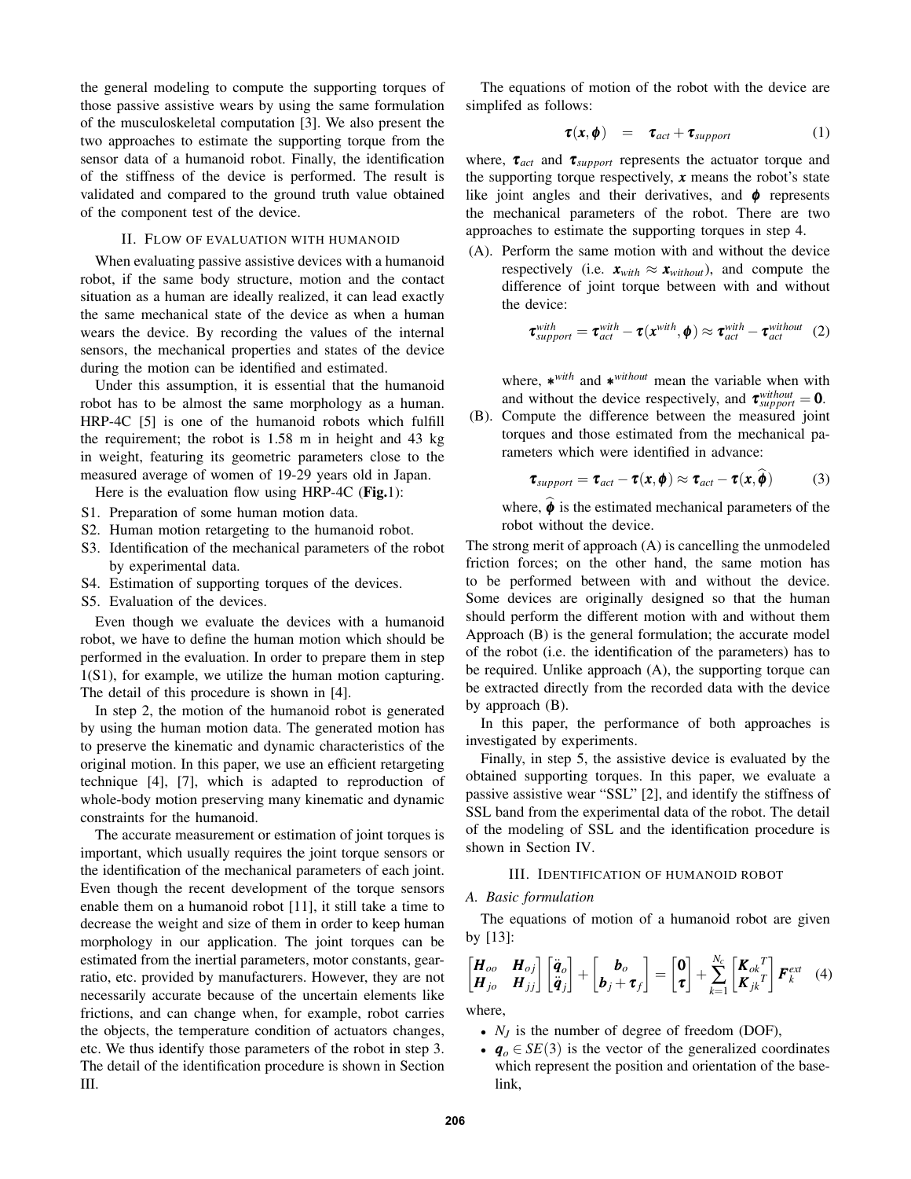the general modeling to compute the supporting torques of those passive assistive wears by using the same formulation of the musculoskeletal computation [3]. We also present the two approaches to estimate the supporting torque from the sensor data of a humanoid robot. Finally, the identification of the stiffness of the device is performed. The result is validated and compared to the ground truth value obtained of the component test of the device.

## II. Flow of evaluation with humanoid

When evaluating passive assistive devices with a humanoid robot, if the same body structure, motion and the contact situation as a human are ideally realized, it can lead exactly the same mechanical state of the device as when a human wears the device. By recording the values of the internal sensors, the mechanical properties and states of the device during the motion can be identified and estimated.

Under this assumption, it is essential that the humanoid robot has to be almost the same morphology as a human. HRP-4C [5] is one of the humanoid robots which fulfill the requirement; the robot is 1.58 m in height and 43 kg in weight, featuring its geometric parameters close to the measured average of women of 19-29 years old in Japan.

Here is the evaluation flow using HRP-4C (**Fig.**1):

- S1. Preparation of some human motion data.
- S2. Human motion retargeting to the humanoid robot.
- S3. Identification of the mechanical parameters of the robot by experimental data.
- S4. Estimation of supporting torques of the devices.
- S5. Evaluation of the devices.

Even though we evaluate the devices with a humanoid robot, we have to define the human motion which should be performed in the evaluation. In order to prepare them in step 1(S1), for example, we utilize the human motion capturing. The detail of this procedure is shown in [4].

In step 2, the motion of the humanoid robot is generated by using the human motion data. The generated motion has to preserve the kinematic and dynamic characteristics of the original motion. In this paper, we use an efficient retargeting technique [4], [7], which is adapted to reproduction of whole-body motion preserving many kinematic and dynamic constraints for the humanoid.

The accurate measurement or estimation of joint torques is important, which usually requires the joint torque sensors or the identification of the mechanical parameters of each joint. Even though the recent development of the torque sensors enable them on a humanoid robot [11], it still take a time to decrease the weight and size of them in order to keep human morphology in our application. The joint torques can be estimated from the inertial parameters, motor constants, gear-ratio, etc. provided by manufacturers. However, they are not necessarily accurate because of the uncertain elements like frictions, and can change when, for example, robot carries the objects, the temperature condition of actuators changes, etc. We thus identify those parameters of the robot in step 3. The detail of the identification procedure is shown in Section III.

The equations of motion of the robot with the device are simplifed as follows:

$$\boldsymbol{\tau}(\boldsymbol{x}, \boldsymbol{\phi}) \quad = \quad \boldsymbol{\tau}_{act} + \boldsymbol{\tau}_{support} \tag{1}$$

where, $\boldsymbol{\tau}_{act}$ and $\boldsymbol{\tau}_{support}$ represents the actuator torque and the supporting torque respectively, $\boldsymbol{x}$ means the robot's state like joint angles and their derivatives, and $\boldsymbol{\phi}$ represents the mechanical parameters of the robot. There are two approaches to estimate the supporting torques in step 4.

(A). Perform the same motion with and without the device respectively (i.e. $\boldsymbol{x}_{with} \approx \boldsymbol{x}_{without}$), and compute the difference of joint torque between with and without the device:

$$\boldsymbol{\tau}^{with}_{support} = \boldsymbol{\tau}^{with}_{act} - \boldsymbol{\tau}(\boldsymbol{x}^{with}, \boldsymbol{\phi}) \approx \boldsymbol{\tau}^{with}_{act} - \boldsymbol{\tau}^{without}_{act} \tag{2}$$

where, $*^{with}$ and $*^{without}$ mean the variable when with and without the device respectively, and $\boldsymbol{\tau}^{without}_{support} = \boldsymbol{0}$.

(B). Compute the difference between the measured joint torques and those estimated from the mechanical parameters which were identified in advance:

$$\boldsymbol{\tau}_{support} = \boldsymbol{\tau}_{act} - \boldsymbol{\tau}(\boldsymbol{x}, \boldsymbol{\phi}) \approx \boldsymbol{\tau}_{act} - \boldsymbol{\tau}(\boldsymbol{x}, \widehat{\boldsymbol{\phi}}) \tag{3}$$

where, $\widehat{\boldsymbol{\phi}}$ is the estimated mechanical parameters of the robot without the device.

The strong merit of approach (A) is cancelling the unmodeled friction forces; on the other hand, the same motion has to be performed between with and without the device. Some devices are originally designed so that the human should perform the different motion with and without them Approach (B) is the general formulation; the accurate model of the robot (i.e. the identification of the parameters) has to be required. Unlike approach (A), the supporting torque can be extracted directly from the recorded data with the device by approach (B).

In this paper, the performance of both approaches is investigated by experiments.

Finally, in step 5, the assistive device is evaluated by the obtained supporting torques. In this paper, we evaluate a passive assistive wear "SSL" [2], and identify the stiffness of SSL band from the experimental data of the robot. The detail of the modeling of SSL and the identification procedure is shown in Section IV.

## III. Identification of humanoid robot

### A. Basic formulation

The equations of motion of a humanoid robot are given by [13]:

$$\begin{bmatrix} \boldsymbol{H}_{oo} & \boldsymbol{H}_{oj} \\ \boldsymbol{H}_{jo} & \boldsymbol{H}_{jj} \end{bmatrix} \begin{bmatrix} \ddot{\boldsymbol{q}}_o \\ \ddot{\boldsymbol{q}}_j \end{bmatrix} + \begin{bmatrix} \boldsymbol{b}_o \\ \boldsymbol{b}_j + \boldsymbol{\tau}_f \end{bmatrix} = \begin{bmatrix} \boldsymbol{0} \\ \boldsymbol{\tau} \end{bmatrix} + \sum_{k=1}^{N_c} \begin{bmatrix} \boldsymbol{K}_{ok}{}^T \\ \boldsymbol{K}_{jk}{}^T \end{bmatrix} \boldsymbol{F}^{ext}_k \tag{4}$$

where,

- $N_J$ is the number of degree of freedom (DOF),
- $\boldsymbol{q}_o \in SE(3)$ is the vector of the generalized coordinates which represent the position and orientation of the base-link,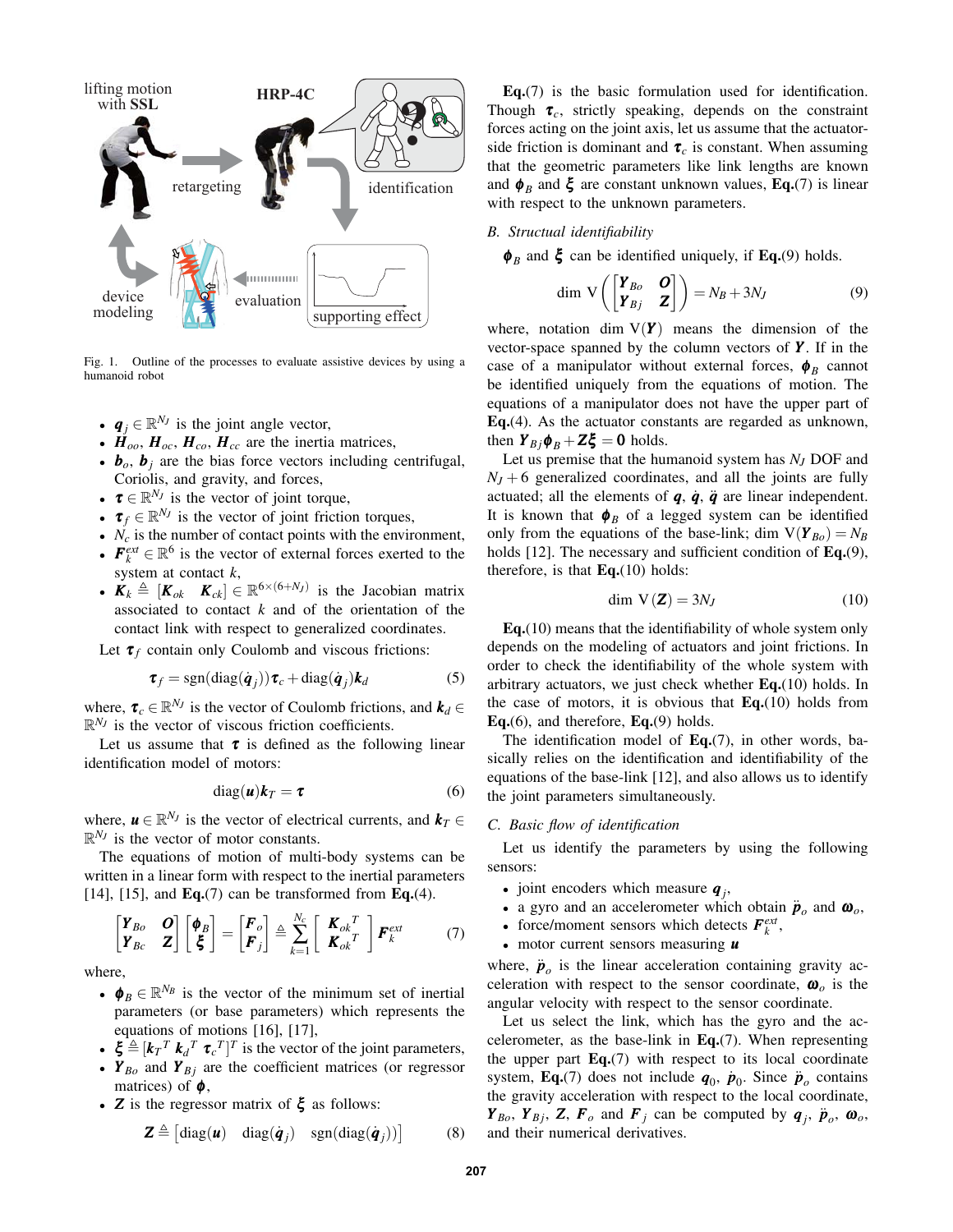Fig. 1. Outline of the processes to evaluate assistive devices by using a humanoid robot

- $\boldsymbol{q}_j \in \mathbb{R}^{N_J}$ is the joint angle vector,
- $\boldsymbol{H}_{oo}$, $\boldsymbol{H}_{oc}$, $\boldsymbol{H}_{co}$, $\boldsymbol{H}_{cc}$ are the inertia matrices,
- $\boldsymbol{b}_o$, $\boldsymbol{b}_j$ are the bias force vectors including centrifugal, Coriolis, and gravity, and forces,
- $\boldsymbol{\tau} \in \mathbb{R}^{N_J}$ is the vector of joint torque,
- $\boldsymbol{\tau}_f \in \mathbb{R}^{N_J}$ is the vector of joint friction torques,
- $N_c$ is the number of contact points with the environment,
- $\boldsymbol{F}_k^{ext} \in \mathbb{R}^6$ is the vector of external forces exerted to the system at contact $k$,
- $\boldsymbol{K}_k \triangleq [\boldsymbol{K}_{ok} \quad \boldsymbol{K}_{ck}] \in \mathbb{R}^{6\times(6+N_J)}$ is the Jacobian matrix associated to contact $k$ and of the orientation of the contact link with respect to generalized coordinates.

Let $\boldsymbol{\tau}_f$ contain only Coulomb and viscous frictions:

$$\boldsymbol{\tau}_f = \mathrm{sgn}(\mathrm{diag}(\dot{\boldsymbol{q}}_j))\boldsymbol{\tau}_c + \mathrm{diag}(\dot{\boldsymbol{q}}_j)\boldsymbol{k}_d \tag{5}$$

where, $\boldsymbol{\tau}_c \in \mathbb{R}^{N_J}$ is the vector of Coulomb frictions, and $\boldsymbol{k}_d \in \mathbb{R}^{N_J}$ is the vector of viscous friction coefficients.

Let us assume that $\boldsymbol{\tau}$ is defined as the following linear identification model of motors:

$$\mathrm{diag}(\boldsymbol{u})\boldsymbol{k}_T = \boldsymbol{\tau} \tag{6}$$

where, $\boldsymbol{u} \in \mathbb{R}^{N_J}$ is the vector of electrical currents, and $\boldsymbol{k}_T \in \mathbb{R}^{N_J}$ is the vector of motor constants.

The equations of motion of multi-body systems can be written in a linear form with respect to the inertial parameters [14], [15], and **Eq.**(7) can be transformed from **Eq.**(4).

$$\begin{bmatrix} \boldsymbol{Y}_{Bo} & \boldsymbol{O} \\ \boldsymbol{Y}_{Bc} & \boldsymbol{Z} \end{bmatrix} \begin{bmatrix} \boldsymbol{\phi}_B \\ \boldsymbol{\xi} \end{bmatrix} = \begin{bmatrix} \boldsymbol{F}_o \\ \boldsymbol{F}_j \end{bmatrix} \triangleq \sum_{k=1}^{N_c} \begin{bmatrix} \boldsymbol{K}_{ok}{}^T \\ \boldsymbol{K}_{ok}{}^T \end{bmatrix} \boldsymbol{F}_k^{ext} \tag{7}$$

where,

- $\boldsymbol{\phi}_B \in \mathbb{R}^{N_B}$ is the vector of the minimum set of inertial parameters (or base parameters) which represents the equations of motions [16], [17],
- $\boldsymbol{\xi} \triangleq [\boldsymbol{k}_T{}^T \ \boldsymbol{k}_d{}^T \ \boldsymbol{\tau}_c{}^T]^T$ is the vector of the joint parameters,
- $\boldsymbol{Y}_{Bo}$ and $\boldsymbol{Y}_{Bj}$ are the coefficient matrices (or regressor matrices) of $\boldsymbol{\phi}$,
- $\boldsymbol{Z}$ is the regressor matrix of $\boldsymbol{\xi}$ as follows:

$$\boldsymbol{Z} \triangleq \begin{bmatrix} \mathrm{diag}(\boldsymbol{u}) & \mathrm{diag}(\dot{\boldsymbol{q}}_j) & \mathrm{sgn}(\mathrm{diag}(\dot{\boldsymbol{q}}_j)) \end{bmatrix} \tag{8}$$

**Eq.**(7) is the basic formulation used for identification. Though $\boldsymbol{\tau}_c$, strictly speaking, depends on the constraint forces acting on the joint axis, let us assume that the actuator-side friction is dominant and $\boldsymbol{\tau}_c$ is constant. When assuming that the geometric parameters like link lengths are known and $\boldsymbol{\phi}_B$ and $\boldsymbol{\xi}$ are constant unknown values, **Eq.**(7) is linear with respect to the unknown parameters.

### *B. Structual identifiability*

$\boldsymbol{\phi}_B$ and $\boldsymbol{\xi}$ can be identified uniquely, if **Eq.**(9) holds.

$$\dim\ \mathrm{V}\left(\begin{bmatrix} \boldsymbol{Y}_{Bo} & \boldsymbol{O} \\ \boldsymbol{Y}_{Bj} & \boldsymbol{Z} \end{bmatrix}\right) = N_B + 3N_J \tag{9}$$

where, notation $\dim\ \mathrm{V}(\boldsymbol{Y})$ means the dimension of the vector-space spanned by the column vectors of $\boldsymbol{Y}$. If in the case of a manipulator without external forces, $\boldsymbol{\phi}_B$ cannot be identified uniquely from the equations of motion. The equations of a manipulator does not have the upper part of **Eq.**(4). As the actuator constants are regarded as unknown, then $\boldsymbol{Y}_{Bj}\boldsymbol{\phi}_B + \boldsymbol{Z}\boldsymbol{\xi} = \boldsymbol{0}$ holds.

Let us premise that the humanoid system has $N_J$ DOF and $N_J + 6$ generalized coordinates, and all the joints are fully actuated; all the elements of $\boldsymbol{q}$, $\dot{\boldsymbol{q}}$, $\ddot{\boldsymbol{q}}$ are linear independent. It is known that $\boldsymbol{\phi}_B$ of a legged system can be identified only from the equations of the base-link; $\dim\ \mathrm{V}(\boldsymbol{Y}_{Bo}) = N_B$ holds [12]. The necessary and sufficient condition of **Eq.**(9), therefore, is that **Eq.**(10) holds:

$$\dim\ \mathrm{V}(\boldsymbol{Z}) = 3N_J \tag{10}$$

**Eq.**(10) means that the identifiability of whole system only depends on the modeling of actuators and joint frictions. In order to check the identifiability of the whole system with arbitrary actuators, we just check whether **Eq.**(10) holds. In the case of motors, it is obvious that **Eq.**(10) holds from **Eq.**(6), and therefore, **Eq.**(9) holds.

The identification model of **Eq.**(7), in other words, basically relies on the identification and identifiability of the equations of the base-link [12], and also allows us to identify the joint parameters simultaneously.

### *C. Basic flow of identification*

Let us identify the parameters by using the following sensors:

- joint encoders which measure $\boldsymbol{q}_j$,
- a gyro and an accelerometer which obtain $\ddot{\boldsymbol{p}}_o$ and $\boldsymbol{\omega}_o$,
- force/moment sensors which detects $\boldsymbol{F}_k^{ext}$,
- motor current sensors measuring $\boldsymbol{u}$

where, $\ddot{\boldsymbol{p}}_o$ is the linear acceleration containing gravity acceleration with respect to the sensor coordinate, $\boldsymbol{\omega}_o$ is the angular velocity with respect to the sensor coordinate.

Let us select the link, which has the gyro and the accelerometer, as the base-link in **Eq.**(7). When representing the upper part **Eq.**(7) with respect to its local coordinate system, **Eq.**(7) does not include $\boldsymbol{q}_0$, $\dot{\boldsymbol{p}}_0$. Since $\ddot{\boldsymbol{p}}_o$ contains the gravity acceleration with respect to the local coordinate, $\boldsymbol{Y}_{Bo}$, $\boldsymbol{Y}_{Bj}$, $\boldsymbol{Z}$, $\boldsymbol{F}_o$ and $\boldsymbol{F}_j$ can be computed by $\boldsymbol{q}_j$, $\ddot{\boldsymbol{p}}_o$, $\boldsymbol{\omega}_o$, and their numerical derivatives.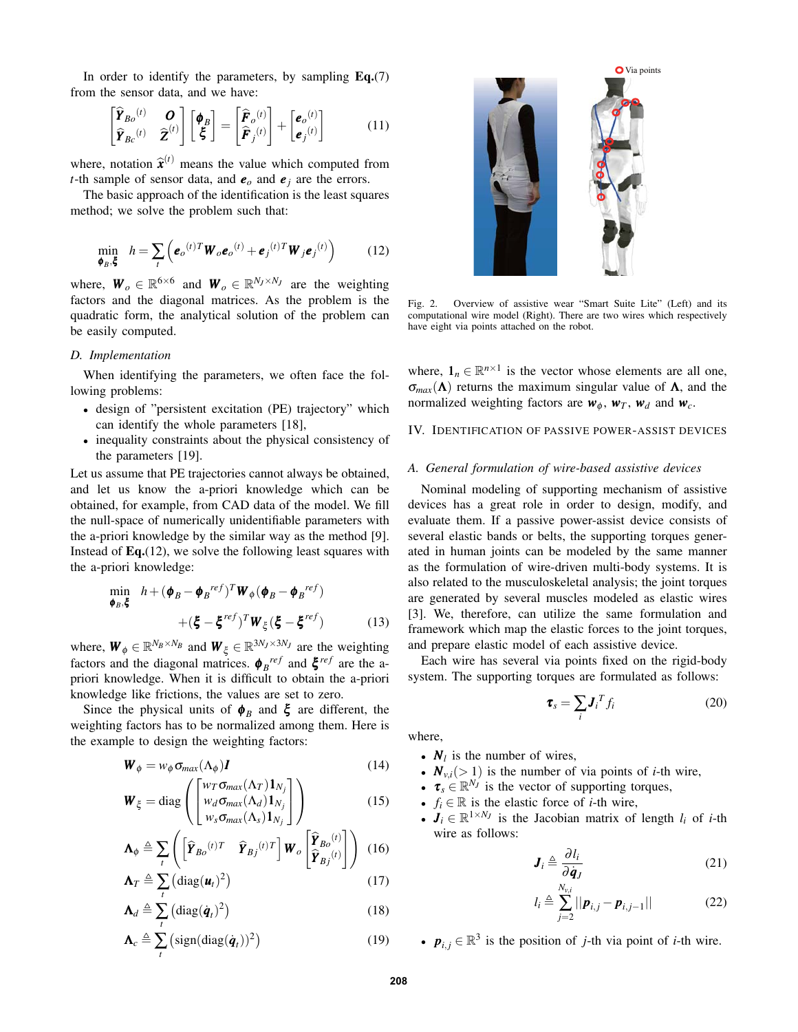In order to identify the parameters, by sampling **Eq.**(7) from the sensor data, and we have:

$$\begin{bmatrix} \widehat{\boldsymbol{Y}}_{Bo}{}^{(t)} & \boldsymbol{O} \\ \widehat{\boldsymbol{Y}}_{Bc}{}^{(t)} & \widehat{\boldsymbol{Z}}^{(t)} \end{bmatrix} \begin{bmatrix} \boldsymbol{\phi}_B \\ \boldsymbol{\xi} \end{bmatrix} = \begin{bmatrix} \widehat{\boldsymbol{F}}_o{}^{(t)} \\ \widehat{\boldsymbol{F}}_j{}^{(t)} \end{bmatrix} + \begin{bmatrix} \boldsymbol{e}_o{}^{(t)} \\ \boldsymbol{e}_j{}^{(t)} \end{bmatrix} \tag{11}$$

where, notation $\widehat{\boldsymbol{x}}^{(t)}$ means the value which computed from $t$-th sample of sensor data, and $\boldsymbol{e}_o$ and $\boldsymbol{e}_j$ are the errors.

The basic approach of the identification is the least squares method; we solve the problem such that:

$$\min_{\boldsymbol{\phi}_B, \boldsymbol{\xi}} \quad h = \sum_t \left( \boldsymbol{e}_o{}^{(t)T} \boldsymbol{W}_o \boldsymbol{e}_o{}^{(t)} + \boldsymbol{e}_j{}^{(t)T} \boldsymbol{W}_j \boldsymbol{e}_j{}^{(t)} \right) \tag{12}$$

where, $\boldsymbol{W}_o \in \mathbb{R}^{6\times 6}$ and $\boldsymbol{W}_o \in \mathbb{R}^{N_J \times N_J}$ are the weighting factors and the diagonal matrices. As the problem is the quadratic form, the analytical solution of the problem can be easily computed.

### D. Implementation

When identifying the parameters, we often face the following problems:

- design of "persistent excitation (PE) trajectory" which can identify the whole parameters [18],
- inequality constraints about the physical consistency of the parameters [19].

Let us assume that PE trajectories cannot always be obtained, and let us know the a-priori knowledge which can be obtained, for example, from CAD data of the model. We fill the null-space of numerically unidentifiable parameters with the a-priori knowledge by the similar way as the method [9]. Instead of **Eq.**(12), we solve the following least squares with the a-priori knowledge:

$$\begin{aligned} \min_{\boldsymbol{\phi}_B, \boldsymbol{\xi}} \quad & h + (\boldsymbol{\phi}_B - \boldsymbol{\phi}_B{}^{ref})^T \boldsymbol{W}_\phi (\boldsymbol{\phi}_B - \boldsymbol{\phi}_B{}^{ref}) \\ & + (\boldsymbol{\xi} - \boldsymbol{\xi}^{ref})^T \boldsymbol{W}_\xi (\boldsymbol{\xi} - \boldsymbol{\xi}^{ref}) \end{aligned} \tag{13}$$

where, $\boldsymbol{W}_\phi \in \mathbb{R}^{N_B \times N_B}$ and $\boldsymbol{W}_\xi \in \mathbb{R}^{3N_J \times 3N_J}$ are the weighting factors and the diagonal matrices. $\boldsymbol{\phi}_B{}^{ref}$ and $\boldsymbol{\xi}^{ref}$ are the a-priori knowledge. When it is difficult to obtain the a-priori knowledge like frictions, the values are set to zero.

Since the physical units of $\boldsymbol{\phi}_B$ and $\boldsymbol{\xi}$ are different, the weighting factors has to be normalized among them. Here is the example to design the weighting factors:

$$\boldsymbol{W}_\phi = w_\phi \sigma_{max}(\Lambda_\phi) \boldsymbol{I} \tag{14}$$

$$\boldsymbol{W}_\xi = \mathrm{diag}\left( \begin{bmatrix} w_T \sigma_{max}(\Lambda_T) \boldsymbol{1}_{N_j} \\ w_d \sigma_{max}(\Lambda_d) \boldsymbol{1}_{N_j} \\ w_s \sigma_{max}(\Lambda_s) \boldsymbol{1}_{N_j} \end{bmatrix} \right) \tag{15}$$

$$\boldsymbol{\Lambda}_\phi \triangleq \sum_t \left( \begin{bmatrix} \widehat{\boldsymbol{Y}}_{Bo}{}^{(t)T} & \widehat{\boldsymbol{Y}}_{Bj}{}^{(t)T} \end{bmatrix} \boldsymbol{W}_o \begin{bmatrix} \widehat{\boldsymbol{Y}}_{Bo}{}^{(t)} \\ \widehat{\boldsymbol{Y}}_{Bj}{}^{(t)} \end{bmatrix} \right) \tag{16}$$

$$\boldsymbol{\Lambda}_T \triangleq \sum_t \left( \mathrm{diag}(\boldsymbol{u}_t)^2 \right) \tag{17}$$

$$\boldsymbol{\Lambda}_d \triangleq \sum_t \left( \mathrm{diag}(\dot{\boldsymbol{q}}_t)^2 \right) \tag{18}$$

$$\boldsymbol{\Lambda}_c \triangleq \sum_t \left( \mathrm{sign}(\mathrm{diag}(\dot{\boldsymbol{q}}_t))^2 \right) \tag{19}$$

Fig. 2. Overview of assistive wear "Smart Suite Lite" (Left) and its computational wire model (Right). There are two wires which respectively have eight via points attached on the robot.

where, $\boldsymbol{1}_n \in \mathbb{R}^{n\times 1}$ is the vector whose elements are all one, $\sigma_{max}(\boldsymbol{\Lambda})$ returns the maximum singular value of $\boldsymbol{\Lambda}$, and the normalized weighting factors are $\boldsymbol{w}_\phi$, $\boldsymbol{w}_T$, $\boldsymbol{w}_d$ and $\boldsymbol{w}_c$.

## IV. Identification of Passive Power-Assist Devices

### A. General formulation of wire-based assistive devices

Nominal modeling of supporting mechanism of assistive devices has a great role in order to design, modify, and evaluate them. If a passive power-assist device consists of several elastic bands or belts, the supporting torques generated in human joints can be modeled by the same manner as the formulation of wire-driven multi-body systems. It is also related to the musculoskeletal analysis; the joint torques are generated by several muscles modeled as elastic wires [3]. We, therefore, can utilize the same formulation and framework which map the elastic forces to the joint torques, and prepare elastic model of each assistive device.

Each wire has several via points fixed on the rigid-body system. The supporting torques are formulated as follows:

$$\boldsymbol{\tau}_s = \sum_i \boldsymbol{J}_i{}^T f_i \tag{20}$$

where,

- $\boldsymbol{N}_l$ is the number of wires,
- $\boldsymbol{N}_{v,i} (> 1)$ is the number of via points of $i$-th wire,
- $\boldsymbol{\tau}_s \in \mathbb{R}^{N_J}$ is the vector of supporting torques,
- $f_i \in \mathbb{R}$ is the elastic force of $i$-th wire,
- $\boldsymbol{J}_i \in \mathbb{R}^{1\times N_J}$ is the Jacobian matrix of length $l_i$ of $i$-th wire as follows:

$$\boldsymbol{J}_i \triangleq \frac{\partial l_i}{\partial \dot{\boldsymbol{q}}_J} \tag{21}$$

$$l_i \triangleq \sum_{j=2}^{N_{v,i}} ||\boldsymbol{p}_{i,j} - \boldsymbol{p}_{i,j-1}|| \tag{22}$$

- $\boldsymbol{p}_{i,j} \in \mathbb{R}^3$ is the position of $j$-th via point of $i$-th wire.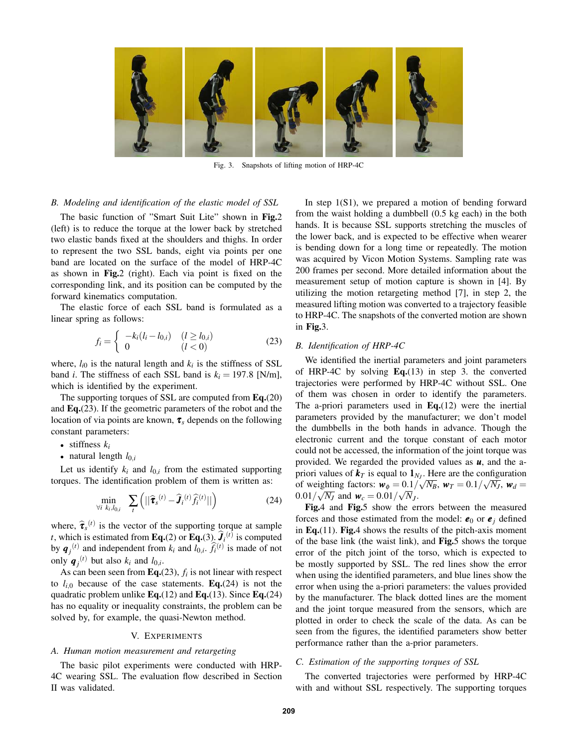Fig. 3. Snapshots of lifting motion of HRP-4C

### B. Modeling and identification of the elastic model of SSL

The basic function of "Smart Suit Lite" shown in **Fig.**2 (left) is to reduce the torque at the lower back by stretched two elastic bands fixed at the shoulders and thighs. In order to represent the two SSL bands, eight via points per one band are located on the surface of the model of HRP-4C as shown in **Fig.**2 (right). Each via point is fixed on the corresponding link, and its position can be computed by the forward kinematics computation.

The elastic force of each SSL band is formulated as a linear spring as follows:

$$f_i = \begin{cases} -k_i(l_i - l_{0,i}) & (l \geq l_{0,i}) \\ 0 & (l < 0) \end{cases} \tag{23}$$

where, $l_{i0}$ is the natural length and $k_i$ is the stiffness of SSL band $i$. The stiffness of each SSL band is $k_i = 197.8$ [N/m], which is identified by the experiment.

The supporting torques of SSL are computed from **Eq.**(20) and **Eq.**(23). If the geometric parameters of the robot and the location of via points are known, $\boldsymbol{\tau}_s$ depends on the following constant parameters:

- stiffness $k_i$
- natural length $l_{0,i}$

Let us identify $k_i$ and $l_{0,i}$ from the estimated supporting torques. The identification problem of them is written as:

$$\min_{\forall i \ k_i, l_{0,i}} \sum_t \left( ||\widehat{\boldsymbol{\tau}}_s{}^{(t)} - \widehat{\boldsymbol{J}}_i{}^{(t)} \widehat{f}_i{}^{(t)}|| \right) \tag{24}$$

where, $\widehat{\boldsymbol{\tau}}_s{}^{(t)}$ is the vector of the supporting torque at sample $t$, which is estimated from **Eq.**(2) or **Eq.**(3). $\widehat{\boldsymbol{J}}_i{}^{(t)}$ is computed by $\boldsymbol{q}_j{}^{(t)}$ and independent from $k_i$ and $l_{0,i}$. $\widehat{f}_i{}^{(t)}$ is made of not only $\boldsymbol{q}_j{}^{(t)}$ but also $k_i$ and $l_{0,i}$.

As can been seen from **Eq.**(23), $f_i$ is not linear with respect to $l_{i,0}$ because of the case statements. **Eq.**(24) is not the quadratic problem unlike **Eq.**(12) and **Eq.**(13). Since **Eq.**(24) has no equality or inequality constraints, the problem can be solved by, for example, the quasi-Newton method.

## V. Experiments

### A. Human motion measurement and retargeting

The basic pilot experiments were conducted with HRP-4C wearing SSL. The evaluation flow described in Section II was validated.

In step 1(S1), we prepared a motion of bending forward from the waist holding a dumbbell (0.5 kg each) in the both hands. It is because SSL supports stretching the muscles of the lower back, and is expected to be effective when wearer is bending down for a long time or repeatedly. The motion was acquired by Vicon Motion Systems. Sampling rate was 200 frames per second. More detailed information about the measurement setup of motion capture is shown in [4]. By utilizing the motion retargeting method [7], in step 2, the measured lifting motion was converted to a trajectory feasible to HRP-4C. The snapshots of the converted motion are shown in **Fig.**3.

### B. Identification of HRP-4C

We identified the inertial parameters and joint parameters of HRP-4C by solving **Eq.**(13) in step 3. the converted trajectories were performed by HRP-4C without SSL. One of them was chosen in order to identify the parameters. The a-priori parameters used in **Eq.**(12) were the inertial parameters provided by the manufacturer; we don't model the dumbbells in the both hands in advance. Though the electronic current and the torque constant of each motor could not be accessed, the information of the joint torque was provided. We regarded the provided values as $\boldsymbol{u}$, and the a-priori values of $\boldsymbol{k}_T$ is equal to $\mathbf{1}_{N_J}$. Here are the configuration of weighting factors: $\boldsymbol{w}_\phi = 0.1/\sqrt{N_B}$, $\boldsymbol{w}_T = 0.1/\sqrt{N_J}$, $\boldsymbol{w}_d = 0.01/\sqrt{N_J}$ and $\boldsymbol{w}_c = 0.01/\sqrt{N_J}$.

**Fig.**4 and **Fig.**5 show the errors between the measured forces and those estimated from the model: $\boldsymbol{e}_0$ or $\boldsymbol{e}_j$ defined in **Eq.**(11). **Fig.**4 shows the results of the pitch-axis moment of the base link (the waist link), and **Fig.**5 shows the torque error of the pitch joint of the torso, which is expected to be mostly supported by SSL. The red lines show the error when using the identified parameters, and blue lines show the error when using the a-priori parameters: the values provided by the manufacturer. The black dotted lines are the moment and the joint torque measured from the sensors, which are plotted in order to check the scale of the data. As can be seen from the figures, the identified parameters show better performance rather than the a-prior parameters.

### C. Estimation of the supporting torques of SSL

The converted trajectories were performed by HRP-4C with and without SSL respectively. The supporting torques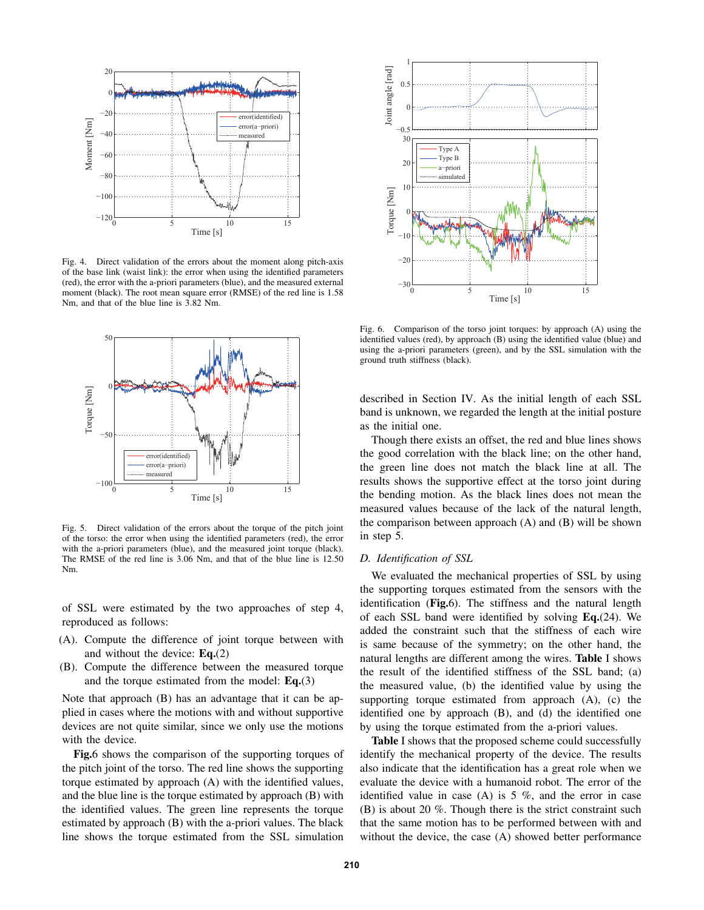20
0
−20
−40
−60
−80
−100
−120
Moment [Nm]
0 5 10 15
Time [s]
error(identified)
error(a−priori)
measured

Fig. 4. Direct validation of the errors about the moment along pitch-axis of the base link (waist link): the error when using the identified parameters (red), the error with the a-priori parameters (blue), and the measured external moment (black). The root mean square error (RMSE) of the red line is 1.58 Nm, and that of the blue line is 3.82 Nm.

50
0
−50
−100
Torque [Nm]
0 5 10 15
Time [s]
error(identified)
error(a−priori)
measured

Fig. 5. Direct validation of the errors about the torque of the pitch joint of the torso: the error when using the identified parameters (red), the error with the a-priori parameters (blue), and the measured joint torque (black). The RMSE of the red line is 3.06 Nm, and that of the blue line is 12.50 Nm.

of SSL were estimated by the two approaches of step 4, reproduced as follows:

(A). Compute the difference of joint torque between with and without the device: **Eq.**(2)

(B). Compute the difference between the measured torque and the torque estimated from the model: **Eq.**(3)

Note that approach (B) has an advantage that it can be applied in cases where the motions with and without supportive devices are not quite similar, since we only use the motions with the device.

**Fig.**6 shows the comparison of the supporting torques of the pitch joint of the torso. The red line shows the supporting torque estimated by approach (A) with the identified values, and the blue line is the torque estimated by approach (B) with the identified values. The green line represents the torque estimated by approach (B) with the a-priori values. The black line shows the torque estimated from the SSL simulation

1
0.5
0
−0.5
Joint angle [rad]
30
20
10
0
−10
−20
−30
Torque [Nm]
0 5 10 15
Time [s]
Type A
Type B
a−priori
simulated

Fig. 6. Comparison of the torso joint torques: by approach (A) using the identified values (red), by approach (B) using the identified value (blue) and using the a-priori parameters (green), and by the SSL simulation with the ground truth stiffness (black).

described in Section IV. As the initial length of each SSL band is unknown, we regarded the length at the initial posture as the initial one.

Though there exists an offset, the red and blue lines shows the good correlation with the black line; on the other hand, the green line does not match the black line at all. The results shows the supportive effect at the torso joint during the bending motion. As the black lines does not mean the measured values because of the lack of the natural length, the comparison between approach (A) and (B) will be shown in step 5.

### *D. Identification of SSL*

We evaluated the mechanical properties of SSL by using the supporting torques estimated from the sensors with the identification (**Fig.**6). The stiffness and the natural length of each SSL band were identified by solving **Eq.**(24). We added the constraint such that the stiffness of each wire is same because of the symmetry; on the other hand, the natural lengths are different among the wires. **Table** I shows the result of the identified stiffness of the SSL band; (a) the measured value, (b) the identified value by using the supporting torque estimated from approach (A), (c) the identified one by approach (B), and (d) the identified one by using the torque estimated from the a-priori values.

**Table** I shows that the proposed scheme could successfully identify the mechanical property of the device. The results also indicate that the identification has a great role when we evaluate the device with a humanoid robot. The error of the identified value in case (A) is 5 %, and the error in case (B) is about 20 %. Though there is the strict constraint such that the same motion has to be performed between with and without the device, the case (A) showed better performance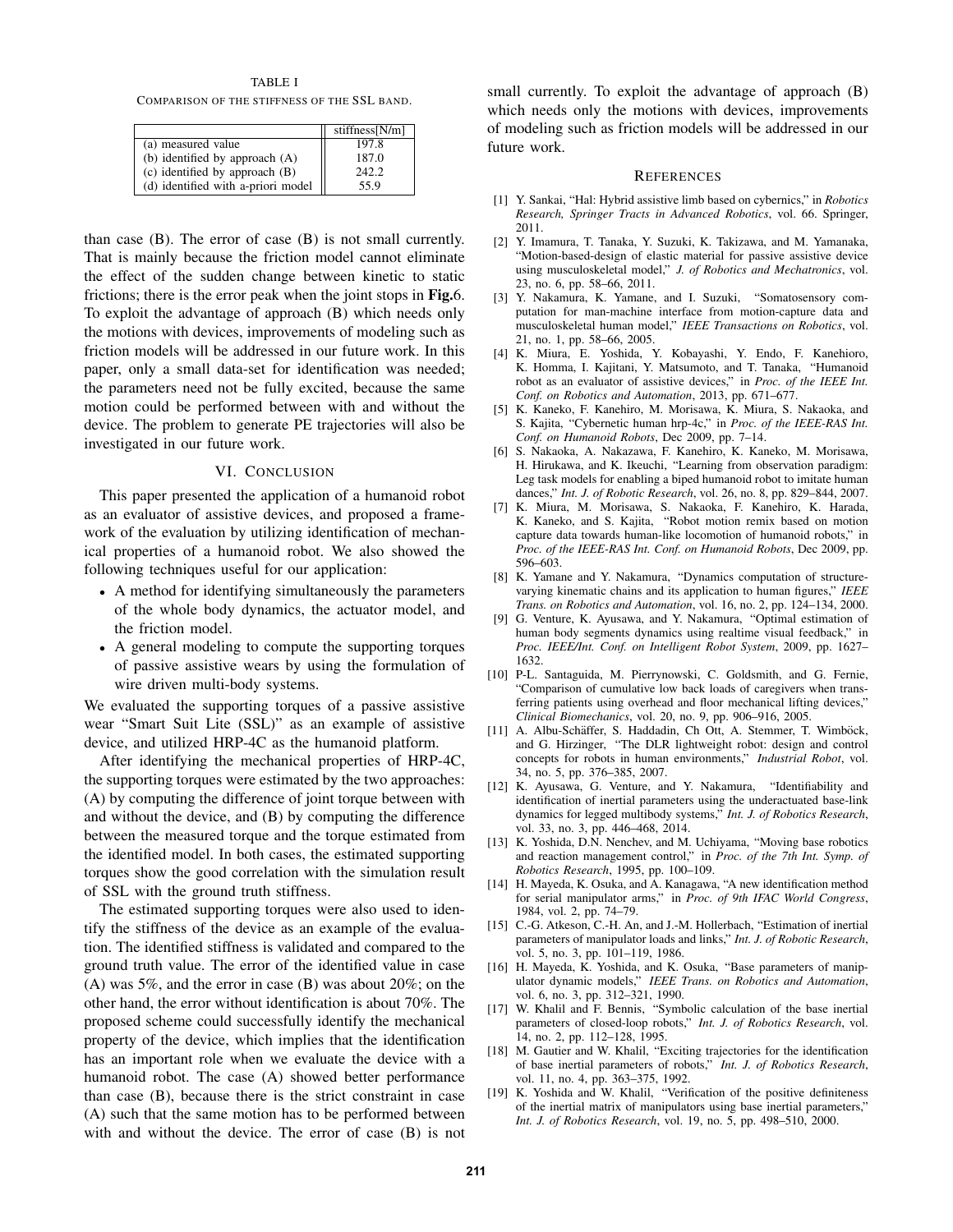TABLE I
COMPARISON OF THE STIFFNESS OF THE SSL BAND.

| | stiffness[N/m] |
|---|---|
| (a) measured value | 197.8 |
| (b) identified by approach (A) | 187.0 |
| (c) identified by approach (B) | 242.2 |
| (d) identified with a-priori model | 55.9 |

than case (B). The error of case (B) is not small currently. That is mainly because the friction model cannot eliminate the effect of the sudden change between kinetic to static frictions; there is the error peak when the joint stops in **Fig.**6. To exploit the advantage of approach (B) which needs only the motions with devices, improvements of modeling such as friction models will be addressed in our future work. In this paper, only a small data-set for identification was needed; the parameters need not be fully excited, because the same motion could be performed between with and without the device. The problem to generate PE trajectories will also be investigated in our future work.

## VI. CONCLUSION

This paper presented the application of a humanoid robot as an evaluator of assistive devices, and proposed a framework of the evaluation by utilizing identification of mechanical properties of a humanoid robot. We also showed the following techniques useful for our application:

- A method for identifying simultaneously the parameters of the whole body dynamics, the actuator model, and the friction model.
- A general modeling to compute the supporting torques of passive assistive wears by using the formulation of wire driven multi-body systems.

We evaluated the supporting torques of a passive assistive wear "Smart Suit Lite (SSL)" as an example of assistive device, and utilized HRP-4C as the humanoid platform.

After identifying the mechanical properties of HRP-4C, the supporting torques were estimated by the two approaches: (A) by computing the difference of joint torque between with and without the device, and (B) by computing the difference between the measured torque and the torque estimated from the identified model. In both cases, the estimated supporting torques show the good correlation with the simulation result of SSL with the ground truth stiffness.

The estimated supporting torques were also used to identify the stiffness of the device as an example of the evaluation. The identified stiffness is validated and compared to the ground truth value. The error of the identified value in case (A) was 5%, and the error in case (B) was about 20%; on the other hand, the error without identification is about 70%. The proposed scheme could successfully identify the mechanical property of the device, which implies that the identification has an important role when we evaluate the device with a humanoid robot. The case (A) showed better performance than case (B), because there is the strict constraint in case (A) such that the same motion has to be performed between with and without the device. The error of case (B) is not small currently. To exploit the advantage of approach (B) which needs only the motions with devices, improvements of modeling such as friction models will be addressed in our future work.

## REFERENCES

[1] Y. Sankai, "Hal: Hybrid assistive limb based on cybernics," in *Robotics Research, Springer Tracts in Advanced Robotics*, vol. 66. Springer, 2011.

[2] Y. Imamura, T. Tanaka, Y. Suzuki, K. Takizawa, and M. Yamanaka, "Motion-based-design of elastic material for passive assistive device using musculoskeletal model," *J. of Robotics and Mechatronics*, vol. 23, no. 6, pp. 58–66, 2011.

[3] Y. Nakamura, K. Yamane, and I. Suzuki, "Somatosensory computation for man-machine interface from motion-capture data and musculoskeletal human model," *IEEE Transactions on Robotics*, vol. 21, no. 1, pp. 58–66, 2005.

[4] K. Miura, E. Yoshida, Y. Kobayashi, Y. Endo, F. Kanehioro, K. Homma, I. Kajitani, Y. Matsumoto, and T. Tanaka, "Humanoid robot as an evaluator of assistive devices," in *Proc. of the IEEE Int. Conf. on Robotics and Automation*, 2013, pp. 671–677.

[5] K. Kaneko, F. Kanehiro, M. Morisawa, K. Miura, S. Nakaoka, and S. Kajita, "Cybernetic human hrp-4c," in *Proc. of the IEEE-RAS Int. Conf. on Humanoid Robots*, Dec 2009, pp. 7–14.

[6] S. Nakaoka, A. Nakazawa, F. Kanehiro, K. Kaneko, M. Morisawa, H. Hirukawa, and K. Ikeuchi, "Learning from observation paradigm: Leg task models for enabling a biped humanoid robot to imitate human dances," *Int. J. of Robotic Research*, vol. 26, no. 8, pp. 829–844, 2007.

[7] K. Miura, M. Morisawa, S. Nakaoka, F. Kanehiro, K. Harada, K. Kaneko, and S. Kajita, "Robot motion remix based on motion capture data towards human-like locomotion of humanoid robots," in *Proc. of the IEEE-RAS Int. Conf. on Humanoid Robots*, Dec 2009, pp. 596–603.

[8] K. Yamane and Y. Nakamura, "Dynamics computation of structure-varying kinematic chains and its application to human figures," *IEEE Trans. on Robotics and Automation*, vol. 16, no. 2, pp. 124–134, 2000.

[9] G. Venture, K. Ayusawa, and Y. Nakamura, "Optimal estimation of human body segments dynamics using realtime visual feedback," in *Proc. IEEE/Int. Conf. on Intelligent Robot System*, 2009, pp. 1627–1632.

[10] P-L. Santaguida, M. Pierrynowski, C. Goldsmith, and G. Fernie, "Comparison of cumulative low back loads of caregivers when transferring patients using overhead and floor mechanical lifting devices," *Clinical Biomechanics*, vol. 20, no. 9, pp. 906–916, 2005.

[11] A. Albu-Schäffer, S. Haddadin, Ch Ott, A. Stemmer, T. Wimböck, and G. Hirzinger, "The DLR lightweight robot: design and control concepts for robots in human environments," *Industrial Robot*, vol. 34, no. 5, pp. 376–385, 2007.

[12] K. Ayusawa, G. Venture, and Y. Nakamura, "Identifiability and identification of inertial parameters using the underactuated base-link dynamics for legged multibody systems," *Int. J. of Robotics Research*, vol. 33, no. 3, pp. 446–468, 2014.

[13] K. Yoshida, D.N. Nenchev, and M. Uchiyama, "Moving base robotics and reaction management control," in *Proc. of the 7th Int. Symp. of Robotics Research*, 1995, pp. 100–109.

[14] H. Mayeda, K. Osuka, and A. Kanagawa, "A new identification method for serial manipulator arms," in *Proc. of 9th IFAC World Congress*, 1984, vol. 2, pp. 74–79.

[15] C.-G. Atkeson, C.-H. An, and J.-M. Hollerbach, "Estimation of inertial parameters of manipulator loads and links," *Int. J. of Robotic Research*, vol. 5, no. 3, pp. 101–119, 1986.

[16] H. Mayeda, K. Yoshida, and K. Osuka, "Base parameters of manipulator dynamic models," *IEEE Trans. on Robotics and Automation*, vol. 6, no. 3, pp. 312–321, 1990.

[17] W. Khalil and F. Bennis, "Symbolic calculation of the base inertial parameters of closed-loop robots," *Int. J. of Robotics Research*, vol. 14, no. 2, pp. 112–128, 1995.

[18] M. Gautier and W. Khalil, "Exciting trajectories for the identification of base inertial parameters of robots," *Int. J. of Robotics Research*, vol. 11, no. 4, pp. 363–375, 1992.

[19] K. Yoshida and W. Khalil, "Verification of the positive definiteness of the inertial matrix of manipulators using base inertial parameters," *Int. J. of Robotics Research*, vol. 19, no. 5, pp. 498–510, 2000.